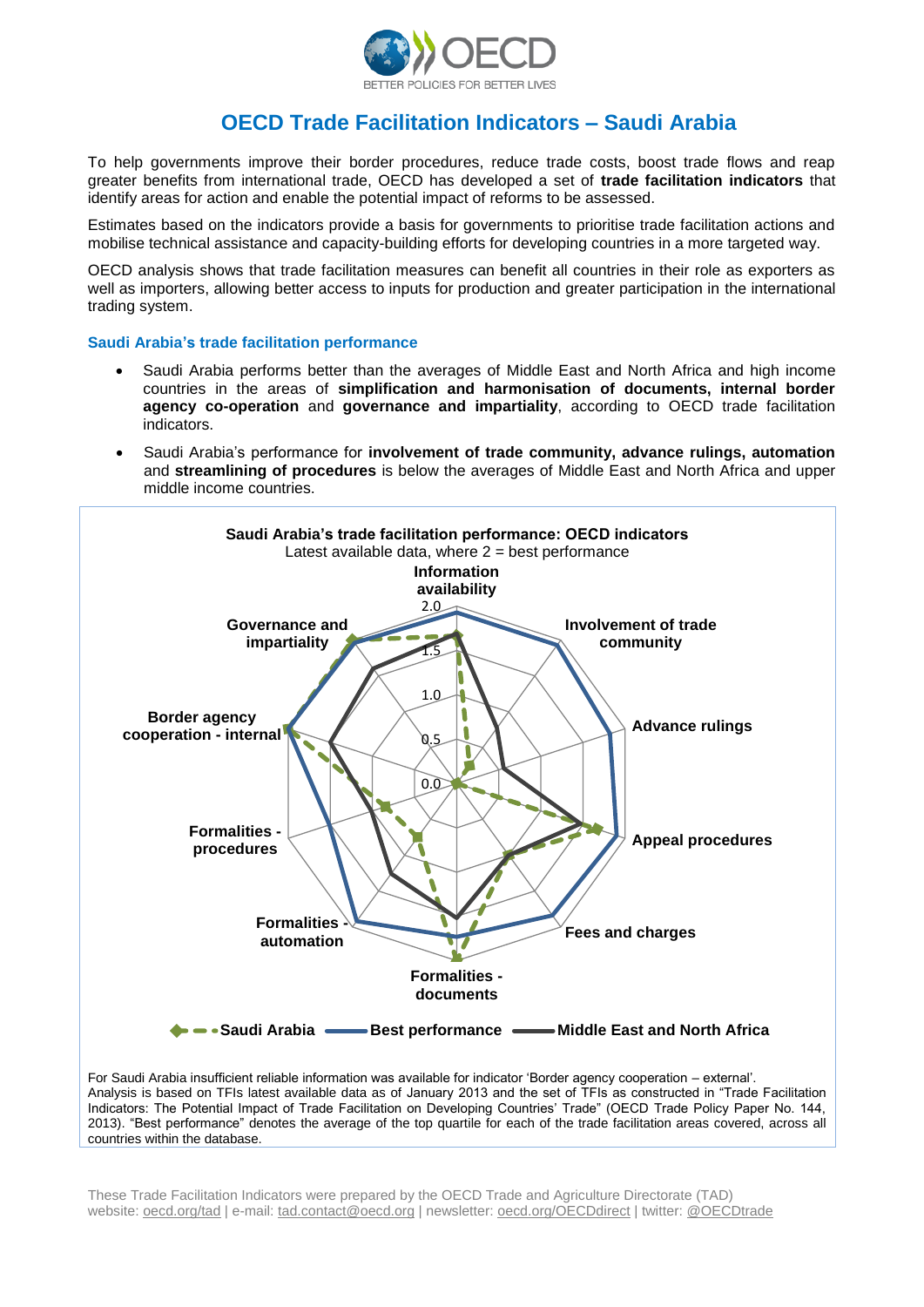# OECD Trade Facilitation Indicators – Saudi Arabia

To help governments improve their border procedures, reduce trade costs, boost trade flows and reap greater benefits from international trade, OECD has developed a set of **trade facilitation indicators** that identify areas for action and enable the potential impact of reforms to be assessed.

Estimates based on the indicators provide a basis for governments to prioritise trade facilitation actions and mobilise technical assistance and capacity-building efforts for developing countries in a more targeted way.

OECD analysis shows that trade facilitation measures can benefit all countries in their role as exporters as well as importers, allowing better access to inputs for production and greater participation in the international trading system.

### Saudi Arabia's trade facilitation performance

- Saudi Arabia performs better than the averages of Middle East and North Africa and high income countries in the areas of **simplification and harmonisation of documents, internal border agency co-operation** and **governance and impartiality**, according to OECD trade facilitation indicators.
- Saudi Arabia's performance for **involvement of trade community, advance rulings, automation** and **streamlining of procedures** is below the averages of Middle East and North Africa and upper middle income countries.

**Saudi Arabia's trade facilitation performance: OECD indicators**

Latest available data, where 2 = best performance

Axes: Information availability; Involvement of trade community; Advance rulings; Appeal procedures; Fees and charges; Formalities - documents; Formalities - automation; Formalities - procedures; Border agency cooperation - internal; Governance and impartiality

Scale: 0.0, 0.5, 1.0, 1.5, 2.0

Legend: Saudi Arabia; Best performance; Middle East and North Africa

For Saudi Arabia insufficient reliable information was available for indicator 'Border agency cooperation – external'. Analysis is based on TFIs latest available data as of January 2013 and the set of TFIs as constructed in "Trade Facilitation Indicators: The Potential Impact of Trade Facilitation on Developing Countries' Trade" (OECD Trade Policy Paper No. 144, 2013). "Best performance" denotes the average of the top quartile for each of the trade facilitation areas covered, across all countries within the database.

These Trade Facilitation Indicators were prepared by the OECD Trade and Agriculture Directorate (TAD) website: oecd.org/tad | e-mail: tad.contact@oecd.org | newsletter: oecd.org/OECDdirect | twitter: @OECDtrade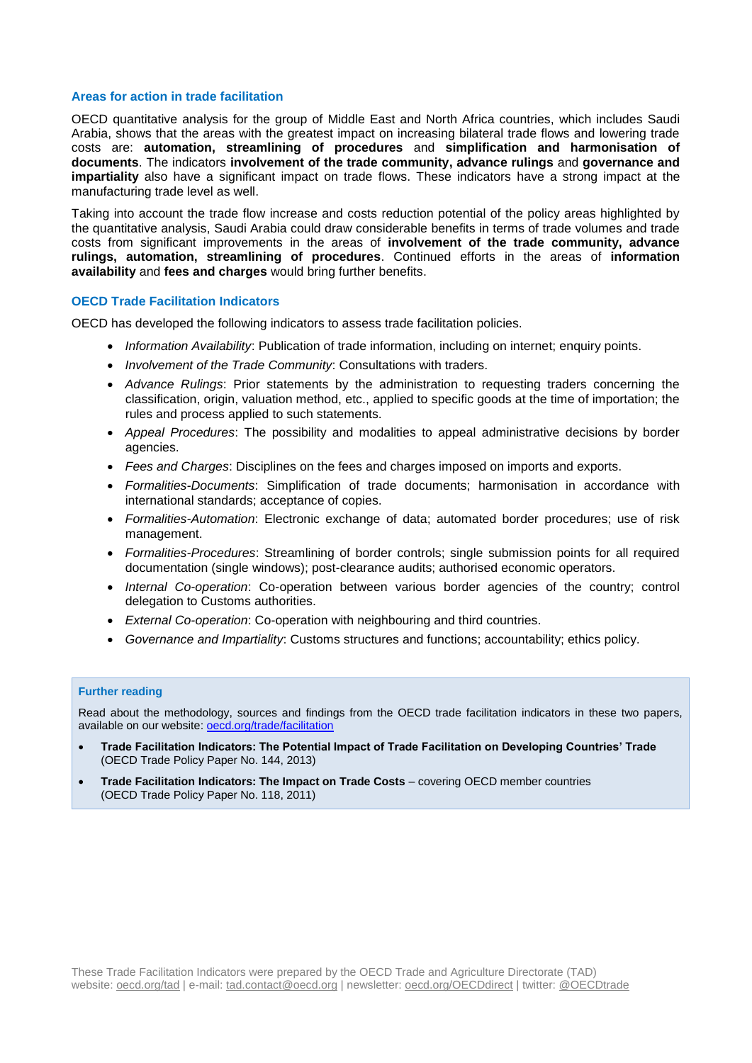## Areas for action in trade facilitation

OECD quantitative analysis for the group of Middle East and North Africa countries, which includes Saudi Arabia, shows that the areas with the greatest impact on increasing bilateral trade flows and lowering trade costs are: **automation, streamlining of procedures** and **simplification and harmonisation of documents**. The indicators **involvement of the trade community, advance rulings** and **governance and impartiality** also have a significant impact on trade flows. These indicators have a strong impact at the manufacturing trade level as well.

Taking into account the trade flow increase and costs reduction potential of the policy areas highlighted by the quantitative analysis, Saudi Arabia could draw considerable benefits in terms of trade volumes and trade costs from significant improvements in the areas of **involvement of the trade community, advance rulings, automation, streamlining of procedures**. Continued efforts in the areas of **information availability** and **fees and charges** would bring further benefits.

## OECD Trade Facilitation Indicators

OECD has developed the following indicators to assess trade facilitation policies.

- *Information Availability*: Publication of trade information, including on internet; enquiry points.
- *Involvement of the Trade Community*: Consultations with traders.
- *Advance Rulings*: Prior statements by the administration to requesting traders concerning the classification, origin, valuation method, etc., applied to specific goods at the time of importation; the rules and process applied to such statements.
- *Appeal Procedures*: The possibility and modalities to appeal administrative decisions by border agencies.
- *Fees and Charges*: Disciplines on the fees and charges imposed on imports and exports.
- *Formalities-Documents*: Simplification of trade documents; harmonisation in accordance with international standards; acceptance of copies.
- *Formalities-Automation*: Electronic exchange of data; automated border procedures; use of risk management.
- *Formalities-Procedures*: Streamlining of border controls; single submission points for all required documentation (single windows); post-clearance audits; authorised economic operators.
- *Internal Co-operation*: Co-operation between various border agencies of the country; control delegation to Customs authorities.
- *External Co-operation*: Co-operation with neighbouring and third countries.
- *Governance and Impartiality*: Customs structures and functions; accountability; ethics policy.

### Further reading

Read about the methodology, sources and findings from the OECD trade facilitation indicators in these two papers, available on our website: oecd.org/trade/facilitation

- **Trade Facilitation Indicators: The Potential Impact of Trade Facilitation on Developing Countries' Trade** (OECD Trade Policy Paper No. 144, 2013)
- **Trade Facilitation Indicators: The Impact on Trade Costs** – covering OECD member countries (OECD Trade Policy Paper No. 118, 2011)

These Trade Facilitation Indicators were prepared by the OECD Trade and Agriculture Directorate (TAD)
website: oecd.org/tad | e-mail: tad.contact@oecd.org | newsletter: oecd.org/OECDdirect | twitter: @OECDtrade